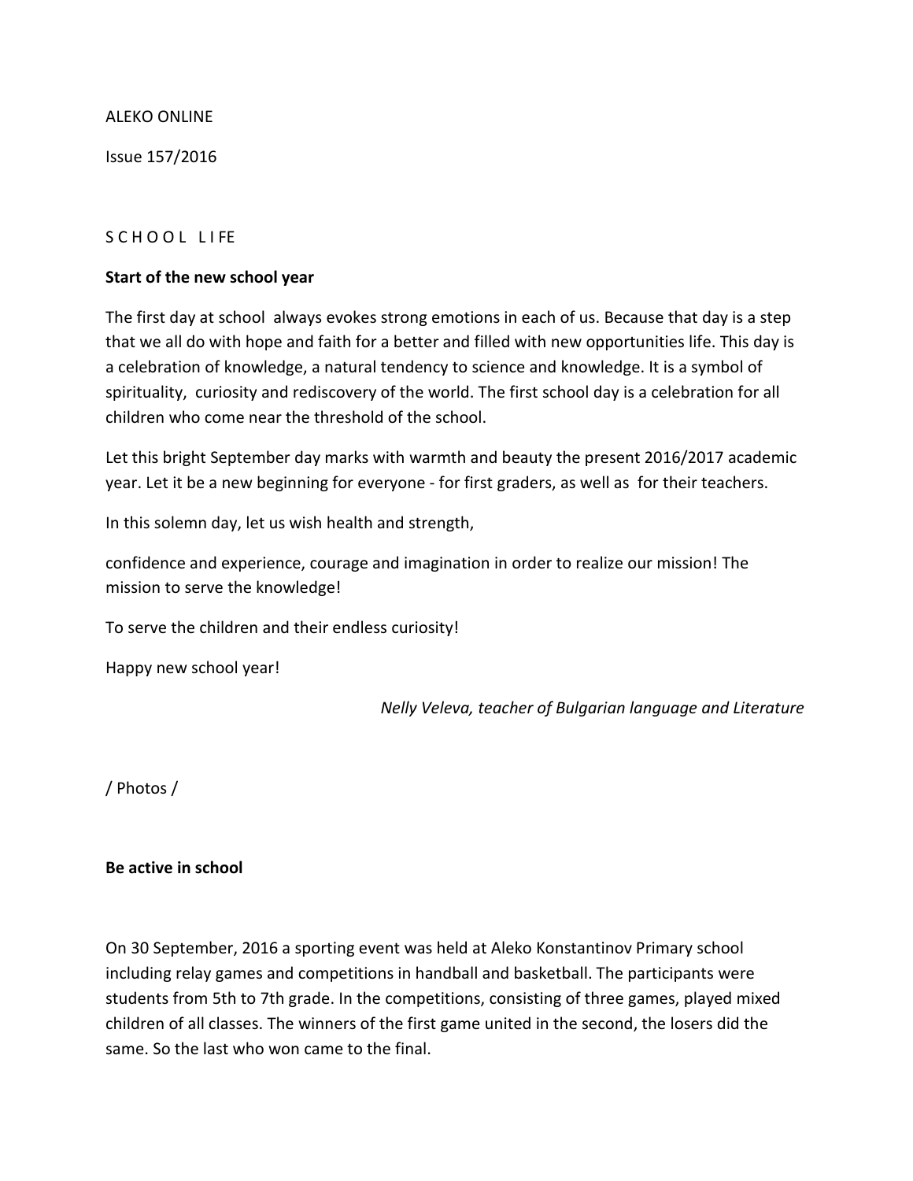ALEKO ONLINE

Issue 157/2016

S C H O O L L I FE

**Start of the new school year**

The first day at school always evokes strong emotions in each of us. Because that day is a step that we all do with hope and faith for a better and filled with new opportunities life. This day is a celebration of knowledge, a natural tendency to science and knowledge. It is a symbol of spirituality, curiosity and rediscovery of the world. The first school day is a celebration for all children who come near the threshold of the school.

Let this bright September day marks with warmth and beauty the present 2016/2017 academic year. Let it be a new beginning for everyone - for first graders, as well as for their teachers.

In this solemn day, let us wish health and strength,

confidence and experience, courage and imagination in order to realize our mission! The mission to serve the knowledge!

To serve the children and their endless curiosity!

Happy new school year!

*Nelly Veleva, teacher of Bulgarian language and Literature*

/ Photos /

**Be active in school**

On 30 September, 2016 a sporting event was held at Aleko Konstantinov Primary school including relay games and competitions in handball and basketball. The participants were students from 5th to 7th grade. In the competitions, consisting of three games, played mixed children of all classes. The winners of the first game united in the second, the losers did the same. So the last who won came to the final.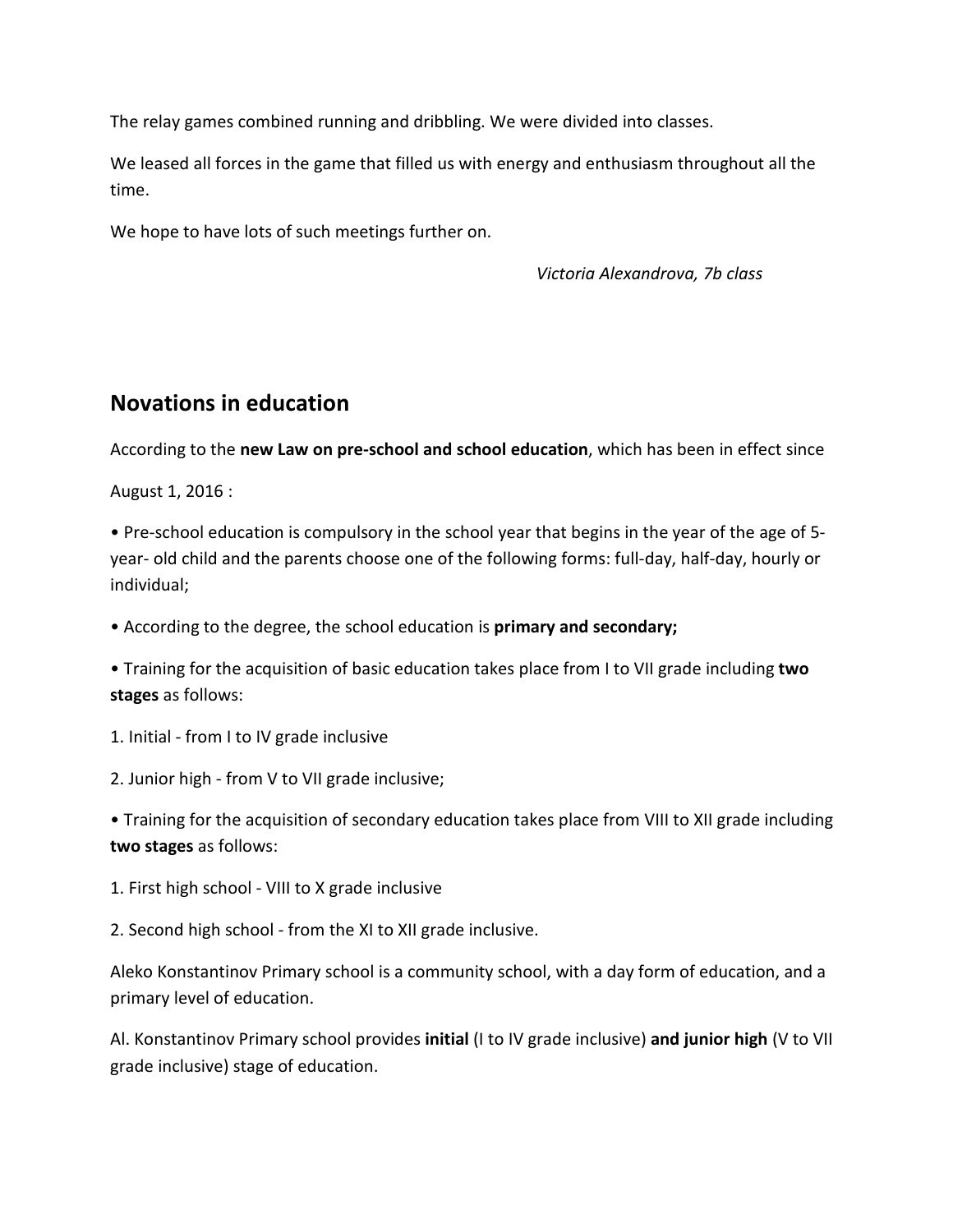The relay games combined running and dribbling. We were divided into classes.

We leased all forces in the game that filled us with energy and enthusiasm throughout all the time.

We hope to have lots of such meetings further on.

*Victoria Alexandrova, 7b class*

## Novations in education

According to the **new Law on pre-school and school education**, which has been in effect since August 1, 2016 :

• Pre-school education is compulsory in the school year that begins in the year of the age of 5-year- old child and the parents choose one of the following forms: full-day, half-day, hourly or individual;

• According to the degree, the school education is **primary and secondary;**

• Training for the acquisition of basic education takes place from I to VII grade including **two stages** as follows:

1. Initial - from I to IV grade inclusive
2. Junior high - from V to VII grade inclusive;

• Training for the acquisition of secondary education takes place from VIII to XII grade including **two stages** as follows:

1. First high school - VIII to X grade inclusive
2. Second high school - from the XI to XII grade inclusive.

Aleko Konstantinov Primary school is a community school, with a day form of education, and a primary level of education.

Al. Konstantinov Primary school provides **initial** (I to IV grade inclusive) **and junior high** (V to VII grade inclusive) stage of education.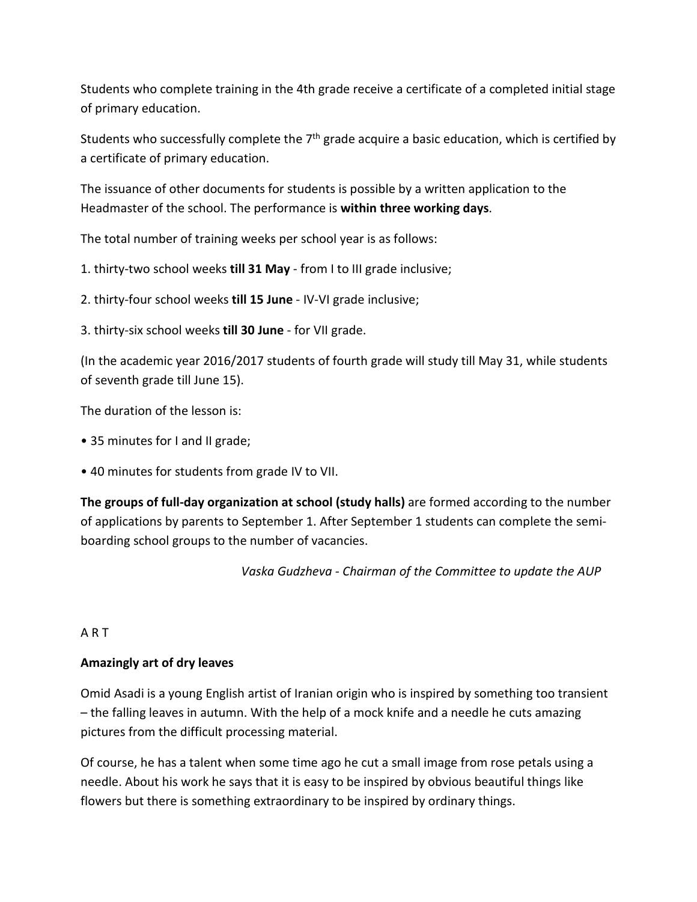Students who complete training in the 4th grade receive a certificate of a completed initial stage of primary education.

Students who successfully complete the 7th grade acquire a basic education, which is certified by a certificate of primary education.

The issuance of other documents for students is possible by a written application to the Headmaster of the school. The performance is **within three working days**.

The total number of training weeks per school year is as follows:

1. thirty-two school weeks **till 31 May** - from I to III grade inclusive;
2. thirty-four school weeks **till 15 June** - IV-VI grade inclusive;
3. thirty-six school weeks **till 30 June** - for VII grade.

(In the academic year 2016/2017 students of fourth grade will study till May 31, while students of seventh grade till June 15).

The duration of the lesson is:

- 35 minutes for I and II grade;
- 40 minutes for students from grade IV to VII.

**The groups of full-day organization at school (study halls)** are formed according to the number of applications by parents to September 1. After September 1 students can complete the semi-boarding school groups to the number of vacancies.

*Vaska Gudzheva - Chairman of the Committee to update the AUP*

A R T

**Amazingly art of dry leaves**

Omid Asadi is a young English artist of Iranian origin who is inspired by something too transient – the falling leaves in autumn. With the help of a mock knife and a needle he cuts amazing pictures from the difficult processing material.

Of course, he has a talent when some time ago he cut a small image from rose petals using a needle. About his work he says that it is easy to be inspired by obvious beautiful things like flowers but there is something extraordinary to be inspired by ordinary things.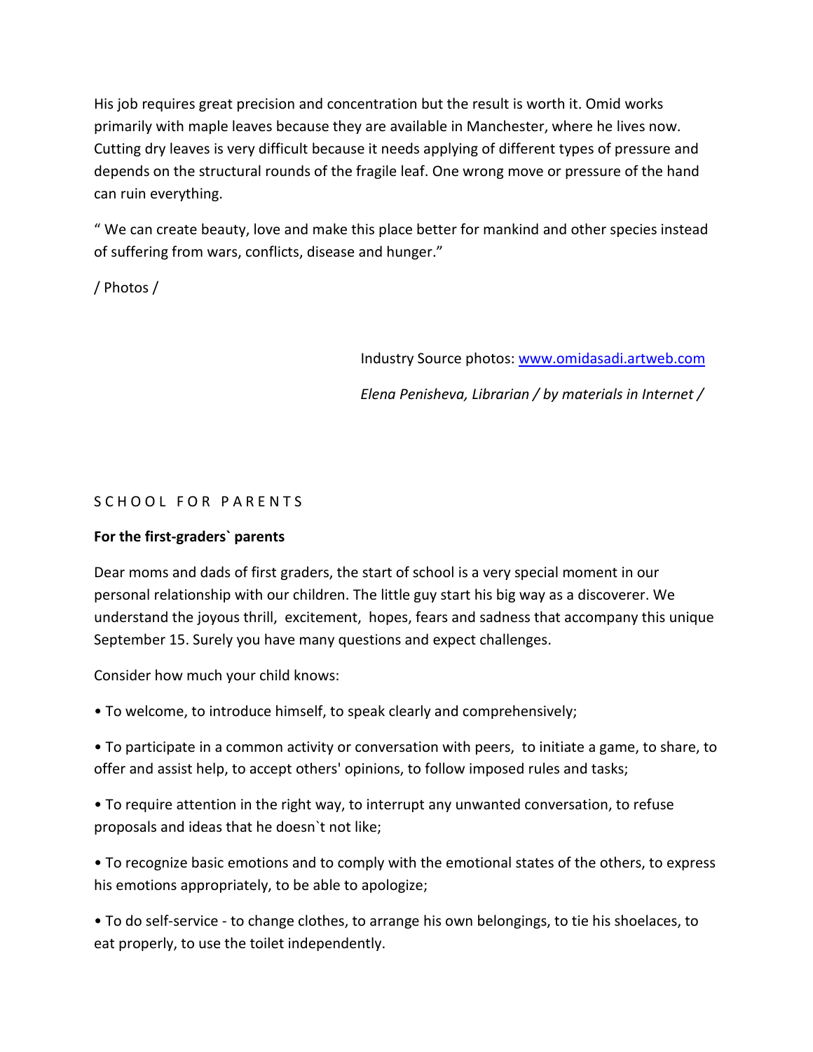His job requires great precision and concentration but the result is worth it. Omid works primarily with maple leaves because they are available in Manchester, where he lives now. Cutting dry leaves is very difficult because it needs applying of different types of pressure and depends on the structural rounds of the fragile leaf. One wrong move or pressure of the hand can ruin everything.

" We can create beauty, love and make this place better for mankind and other species instead of suffering from wars, conflicts, disease and hunger."

/ Photos /

Industry Source photos: [www.omidasadi.artweb.com](http://www.omidasadi.artweb.com)

*Elena Penisheva, Librarian / by materials in Internet /*

## S C H O O L   F O R   P A R E N T S

**For the first-graders` parents**

Dear moms and dads of first graders, the start of school is a very special moment in our personal relationship with our children. The little guy start his big way as a discoverer. We understand the joyous thrill, excitement, hopes, fears and sadness that accompany this unique September 15. Surely you have many questions and expect challenges.

Consider how much your child knows:

• To welcome, to introduce himself, to speak clearly and comprehensively;

• To participate in a common activity or conversation with peers, to initiate a game, to share, to offer and assist help, to accept others' opinions, to follow imposed rules and tasks;

• To require attention in the right way, to interrupt any unwanted conversation, to refuse proposals and ideas that he doesn`t not like;

• To recognize basic emotions and to comply with the emotional states of the others, to express his emotions appropriately, to be able to apologize;

• To do self-service - to change clothes, to arrange his own belongings, to tie his shoelaces, to eat properly, to use the toilet independently.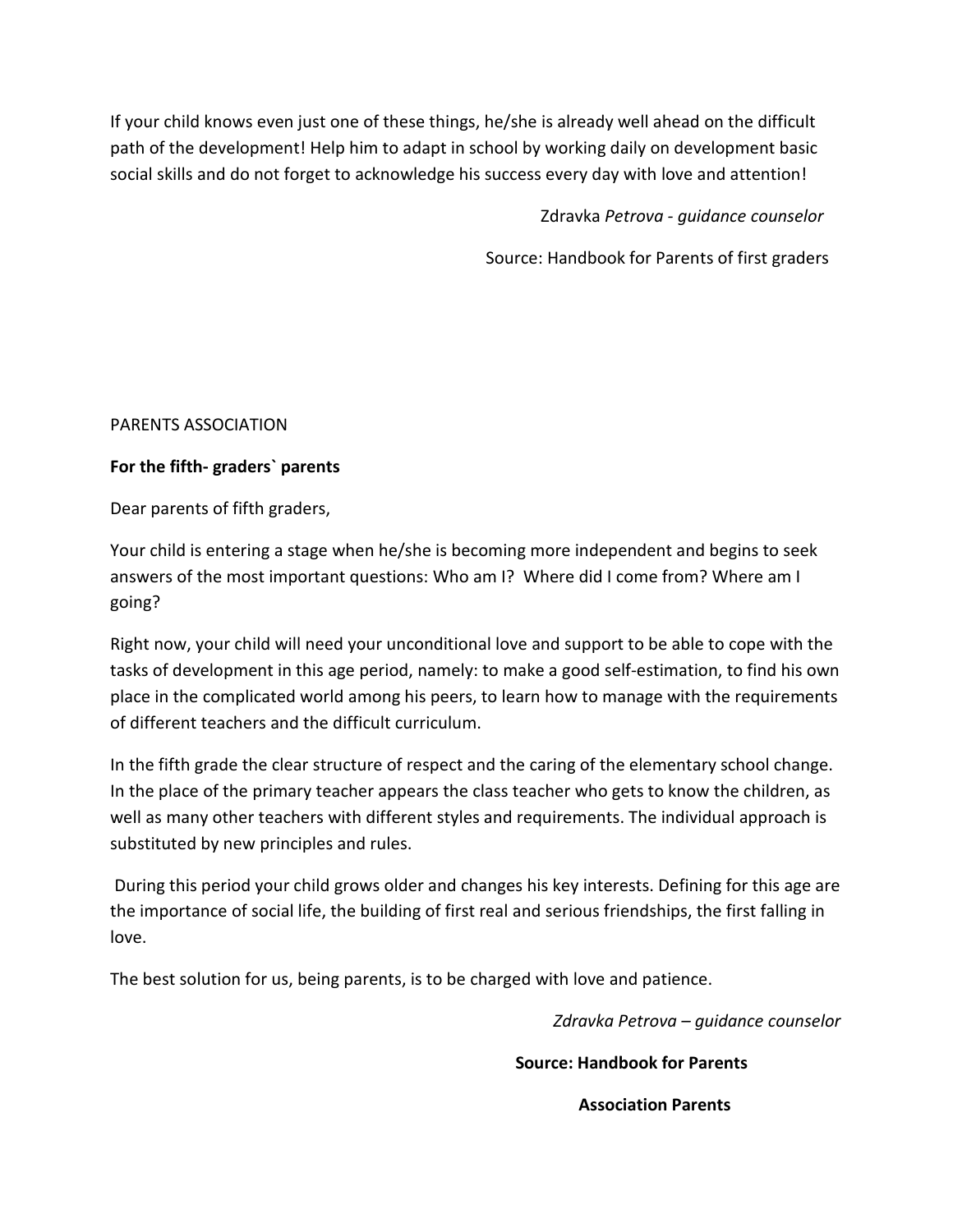If your child knows even just one of these things, he/she is already well ahead on the difficult path of the development! Help him to adapt in school by working daily on development basic social skills and do not forget to acknowledge his success every day with love and attention!

Zdravka *Petrova - guidance counselor*

Source: Handbook for Parents of first graders

PARENTS ASSOCIATION

**For the fifth- graders` parents**

Dear parents of fifth graders,

Your child is entering a stage when he/she is becoming more independent and begins to seek answers of the most important questions: Who am I? Where did I come from? Where am I going?

Right now, your child will need your unconditional love and support to be able to cope with the tasks of development in this age period, namely: to make a good self-estimation, to find his own place in the complicated world among his peers, to learn how to manage with the requirements of different teachers and the difficult curriculum.

In the fifth grade the clear structure of respect and the caring of the elementary school change. In the place of the primary teacher appears the class teacher who gets to know the children, as well as many other teachers with different styles and requirements. The individual approach is substituted by new principles and rules.

During this period your child grows older and changes his key interests. Defining for this age are the importance of social life, the building of first real and serious friendships, the first falling in love.

The best solution for us, being parents, is to be charged with love and patience.

*Zdravka Petrova – guidance counselor*

**Source: Handbook for Parents**

**Association Parents**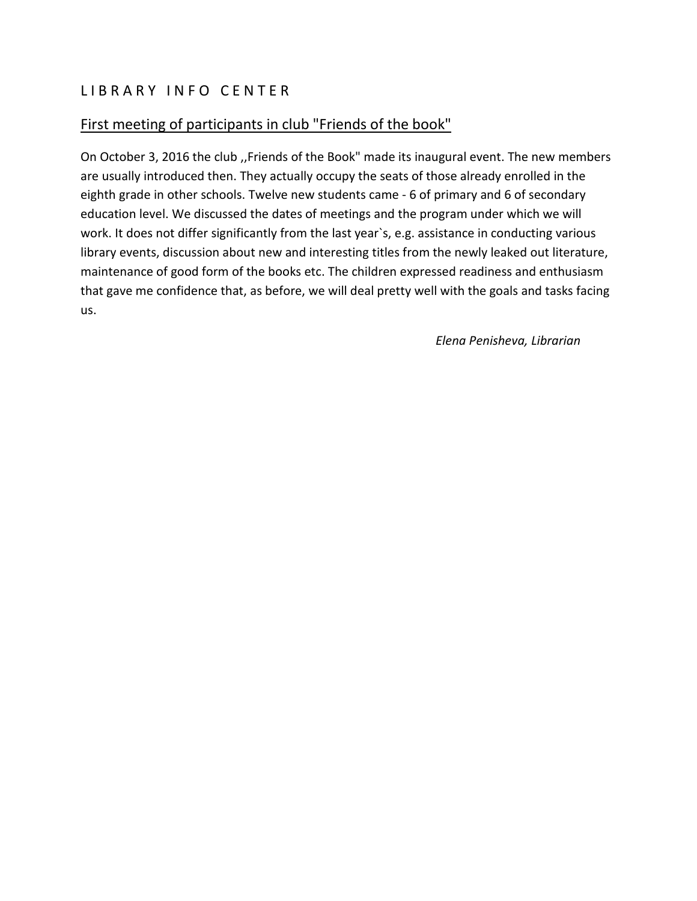L I B R A R Y   I N F O   C E N T E R

## First meeting of participants in club "Friends of the book"

On October 3, 2016 the club ,,Friends of the Book" made its inaugural event. The new members are usually introduced then. They actually occupy the seats of those already enrolled in the eighth grade in other schools. Twelve new students came - 6 of primary and 6 of secondary education level. We discussed the dates of meetings and the program under which we will work. It does not differ significantly from the last year`s, e.g. assistance in conducting various library events, discussion about new and interesting titles from the newly leaked out literature, maintenance of good form of the books etc. The children expressed readiness and enthusiasm that gave me confidence that, as before, we will deal pretty well with the goals and tasks facing us.

*Elena Penisheva, Librarian*